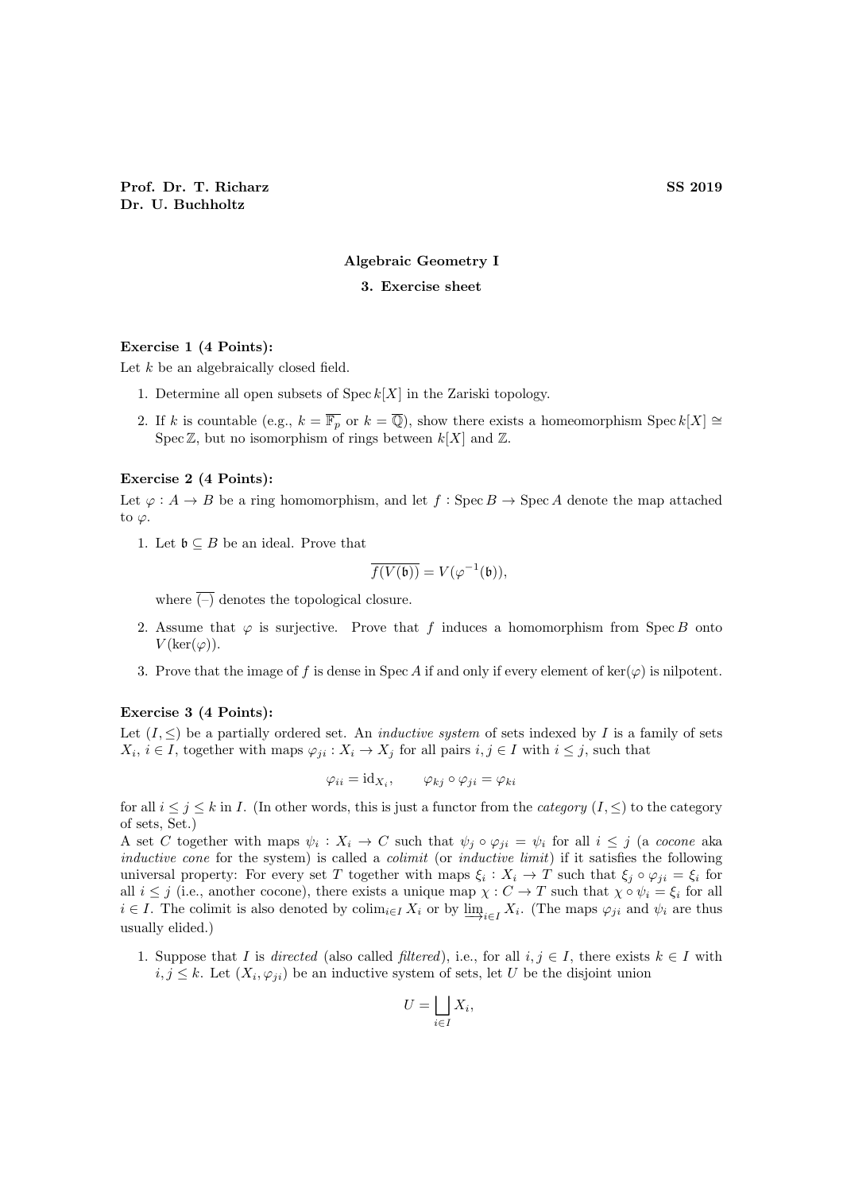**Prof. Dr. T. Richarz** **SS 2019**
**Dr. U. Buchholtz**

**Algebraic Geometry I**

**3. Exercise sheet**

**Exercise 1 (4 Points):**
Let $k$ be an algebraically closed field.

1. Determine all open subsets of $\operatorname{Spec} k[X]$ in the Zariski topology.
2. If $k$ is countable (e.g., $k = \overline{\mathbb{F}_p}$ or $k = \overline{\mathbb{Q}}$), show there exists a homeomorphism $\operatorname{Spec} k[X] \cong \operatorname{Spec} \mathbb{Z}$, but no isomorphism of rings between $k[X]$ and $\mathbb{Z}$.

**Exercise 2 (4 Points):**
Let $\varphi : A \to B$ be a ring homomorphism, and let $f : \operatorname{Spec} B \to \operatorname{Spec} A$ denote the map attached to $\varphi$.

1. Let $\mathfrak{b} \subseteq B$ be an ideal. Prove that
$$\overline{f(V(\mathfrak{b}))} = V(\varphi^{-1}(\mathfrak{b})),$$
where $\overline{(-)}$ denotes the topological closure.
2. Assume that $\varphi$ is surjective. Prove that $f$ induces a homomorphism from $\operatorname{Spec} B$ onto $V(\ker(\varphi))$.
3. Prove that the image of $f$ is dense in $\operatorname{Spec} A$ if and only if every element of $\ker(\varphi)$ is nilpotent.

**Exercise 3 (4 Points):**
Let $(I, \leq)$ be a partially ordered set. An *inductive system* of sets indexed by $I$ is a family of sets $X_i$, $i \in I$, together with maps $\varphi_{ji} : X_i \to X_j$ for all pairs $i, j \in I$ with $i \leq j$, such that

$$\varphi_{ii} = \mathrm{id}_{X_i}, \qquad \varphi_{kj} \circ \varphi_{ji} = \varphi_{ki}$$

for all $i \leq j \leq k$ in $I$. (In other words, this is just a functor from the *category* $(I, \leq)$ to the category of sets, Set.)
A set $C$ together with maps $\psi_i : X_i \to C$ such that $\psi_j \circ \varphi_{ji} = \psi_i$ for all $i \leq j$ (a *cocone* aka *inductive cone* for the system) is called a *colimit* (or *inductive limit*) if it satisfies the following universal property: For every set $T$ together with maps $\xi_i : X_i \to T$ such that $\xi_j \circ \varphi_{ji} = \xi_i$ for all $i \leq j$ (i.e., another cocone), there exists a unique map $\chi : C \to T$ such that $\chi \circ \psi_i = \xi_i$ for all $i \in I$. The colimit is also denoted by $\operatorname{colim}_{i \in I} X_i$ or by $\varinjlim_{i \in I} X_i$. (The maps $\varphi_{ji}$ and $\psi_i$ are thus usually elided.)

1. Suppose that $I$ is *directed* (also called *filtered*), i.e., for all $i, j \in I$, there exists $k \in I$ with $i, j \leq k$. Let $(X_i, \varphi_{ji})$ be an inductive system of sets, let $U$ be the disjoint union
$$U = \bigsqcup_{i \in I} X_i,$$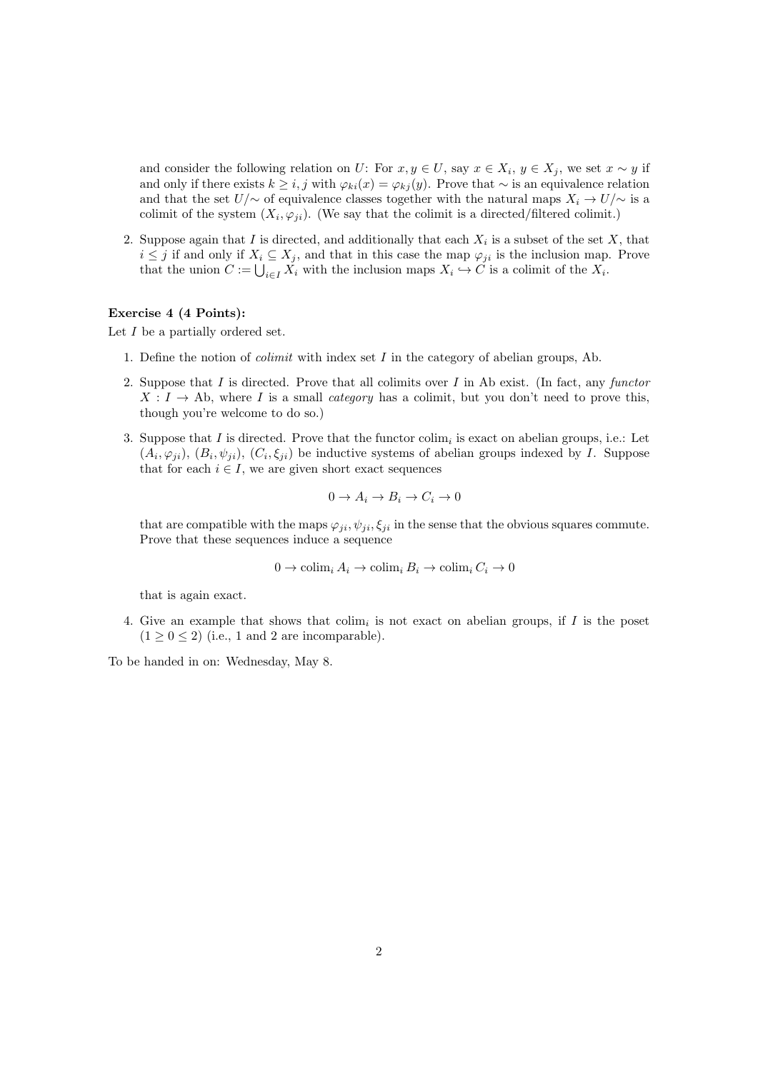and consider the following relation on $U$: For $x, y \in U$, say $x \in X_i$, $y \in X_j$, we set $x \sim y$ if and only if there exists $k \geq i, j$ with $\varphi_{ki}(x) = \varphi_{kj}(y)$. Prove that $\sim$ is an equivalence relation and that the set $U/{\sim}$ of equivalence classes together with the natural maps $X_i \to U/{\sim}$ is a colimit of the system $(X_i, \varphi_{ji})$. (We say that the colimit is a directed/filtered colimit.)

2. Suppose again that $I$ is directed, and additionally that each $X_i$ is a subset of the set $X$, that $i \leq j$ if and only if $X_i \subseteq X_j$, and that in this case the map $\varphi_{ji}$ is the inclusion map. Prove that the union $C := \bigcup_{i \in I} X_i$ with the inclusion maps $X_i \hookrightarrow C$ is a colimit of the $X_i$.

**Exercise 4 (4 Points):**
Let $I$ be a partially ordered set.

1. Define the notion of *colimit* with index set $I$ in the category of abelian groups, Ab.

2. Suppose that $I$ is directed. Prove that all colimits over $I$ in Ab exist. (In fact, any *functor* $X : I \to \text{Ab}$, where $I$ is a small *category* has a colimit, but you don't need to prove this, though you're welcome to do so.)

3. Suppose that $I$ is directed. Prove that the functor $\operatorname{colim}_i$ is exact on abelian groups, i.e.: Let $(A_i, \varphi_{ji})$, $(B_i, \psi_{ji})$, $(C_i, \xi_{ji})$ be inductive systems of abelian groups indexed by $I$. Suppose that for each $i \in I$, we are given short exact sequences

$$0 \to A_i \to B_i \to C_i \to 0$$

that are compatible with the maps $\varphi_{ji}, \psi_{ji}, \xi_{ji}$ in the sense that the obvious squares commute. Prove that these sequences induce a sequence

$$0 \to \operatorname{colim}_i A_i \to \operatorname{colim}_i B_i \to \operatorname{colim}_i C_i \to 0$$

that is again exact.

4. Give an example that shows that $\operatorname{colim}_i$ is not exact on abelian groups, if $I$ is the poset $(1 \geq 0 \leq 2)$ (i.e., 1 and 2 are incomparable).

To be handed in on: Wednesday, May 8.